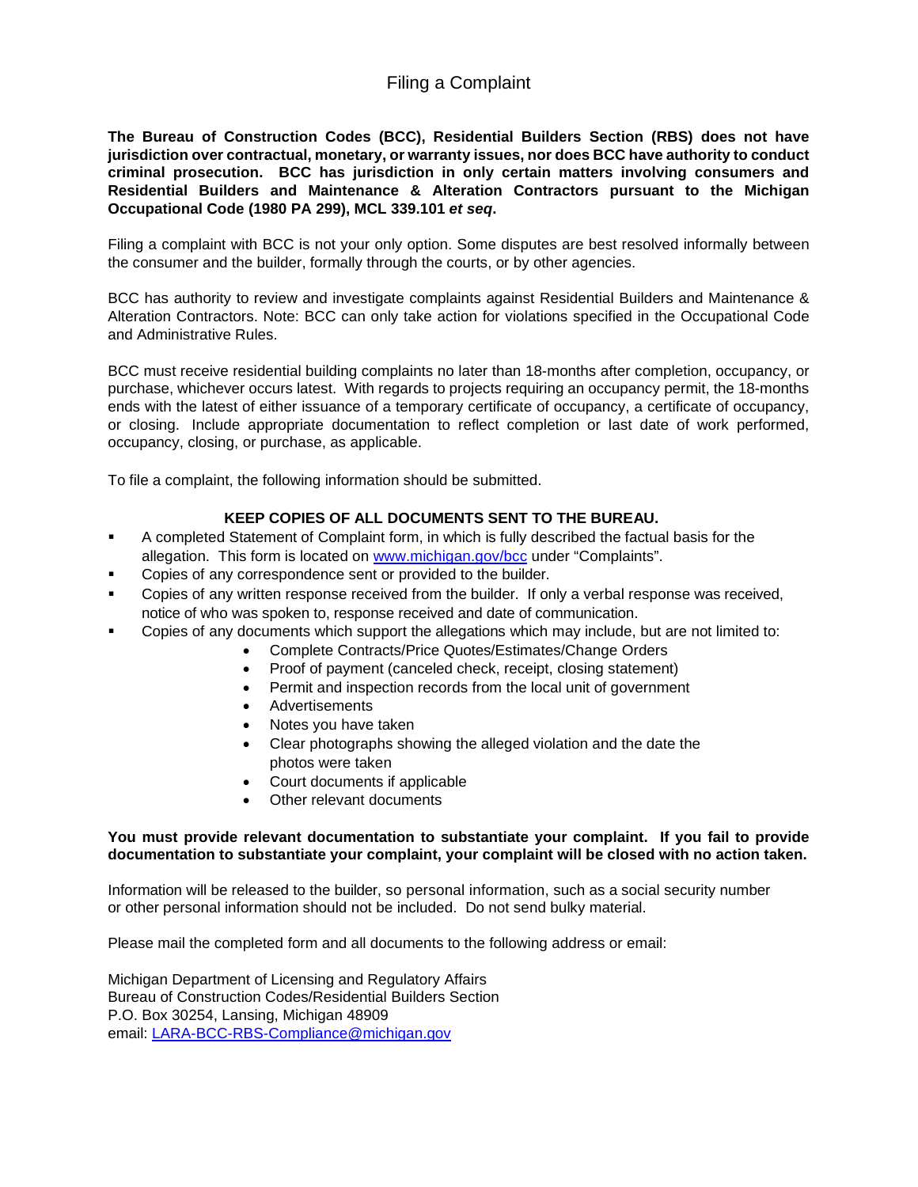# Filing a Complaint

**The Bureau of Construction Codes (BCC), Residential Builders Section (RBS) does not have jurisdiction over contractual, monetary, or warranty issues, nor does BCC have authority to conduct criminal prosecution. BCC has jurisdiction in only certain matters involving consumers and Residential Builders and Maintenance & Alteration Contractors pursuant to the Michigan Occupational Code (1980 PA 299), MCL 339.101 *et seq*.**

Filing a complaint with BCC is not your only option. Some disputes are best resolved informally between the consumer and the builder, formally through the courts, or by other agencies.

BCC has authority to review and investigate complaints against Residential Builders and Maintenance & Alteration Contractors. Note: BCC can only take action for violations specified in the Occupational Code and Administrative Rules.

BCC must receive residential building complaints no later than 18-months after completion, occupancy, or purchase, whichever occurs latest. With regards to projects requiring an occupancy permit, the 18-months ends with the latest of either issuance of a temporary certificate of occupancy, a certificate of occupancy, or closing. Include appropriate documentation to reflect completion or last date of work performed, occupancy, closing, or purchase, as applicable.

To file a complaint, the following information should be submitted.

**KEEP COPIES OF ALL DOCUMENTS SENT TO THE BUREAU.**

- A completed Statement of Complaint form, in which is fully described the factual basis for the allegation. This form is located on www.michigan.gov/bcc under "Complaints".
- Copies of any correspondence sent or provided to the builder.
- Copies of any written response received from the builder. If only a verbal response was received, notice of who was spoken to, response received and date of communication.
- Copies of any documents which support the allegations which may include, but are not limited to:
  - Complete Contracts/Price Quotes/Estimates/Change Orders
  - Proof of payment (canceled check, receipt, closing statement)
  - Permit and inspection records from the local unit of government
  - Advertisements
  - Notes you have taken
  - Clear photographs showing the alleged violation and the date the photos were taken
  - Court documents if applicable
  - Other relevant documents

**You must provide relevant documentation to substantiate your complaint. If you fail to provide documentation to substantiate your complaint, your complaint will be closed with no action taken.**

Information will be released to the builder, so personal information, such as a social security number or other personal information should not be included. Do not send bulky material.

Please mail the completed form and all documents to the following address or email:

Michigan Department of Licensing and Regulatory Affairs
Bureau of Construction Codes/Residential Builders Section
P.O. Box 30254, Lansing, Michigan 48909
email: LARA-BCC-RBS-Compliance@michigan.gov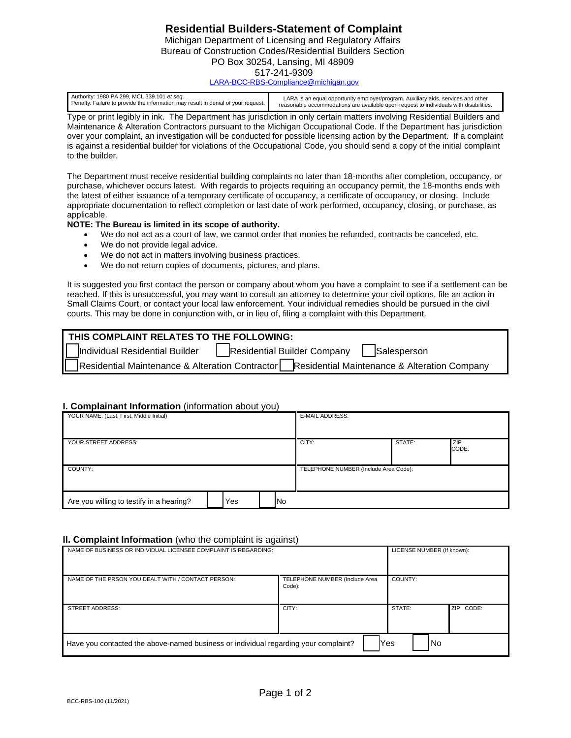# Residential Builders-Statement of Complaint

Michigan Department of Licensing and Regulatory Affairs
Bureau of Construction Codes/Residential Builders Section
PO Box 30254, Lansing, MI 48909
517-241-9309
LARA-BCC-RBS-Compliance@michigan.gov

| Authority: 1980 PA 299, MCL 339.101 *et seq.* Penalty: Failure to provide the information may result in denial of your request. | LARA is an equal opportunity employer/program. Auxiliary aids, services and other reasonable accommodations are available upon request to individuals with disabilities. |
|---|---|

Type or print legibly in ink. The Department has jurisdiction in only certain matters involving Residential Builders and Maintenance & Alteration Contractors pursuant to the Michigan Occupational Code. If the Department has jurisdiction over your complaint, an investigation will be conducted for possible licensing action by the Department. If a complaint is against a residential builder for violations of the Occupational Code, you should send a copy of the initial complaint to the builder.

The Department must receive residential building complaints no later than 18-months after completion, occupancy, or purchase, whichever occurs latest. With regards to projects requiring an occupancy permit, the 18-months ends with the latest of either issuance of a temporary certificate of occupancy, a certificate of occupancy, or closing. Include appropriate documentation to reflect completion or last date of work performed, occupancy, closing, or purchase, as applicable.

**NOTE: The Bureau is limited in its scope of authority.**

- We do not act as a court of law, we cannot order that monies be refunded, contracts be canceled, etc.
- We do not provide legal advice.
- We do not act in matters involving business practices.
- We do not return copies of documents, pictures, and plans.

It is suggested you first contact the person or company about whom you have a complaint to see if a settlement can be reached. If this is unsuccessful, you may want to consult an attorney to determine your civil options, file an action in Small Claims Court, or contact your local law enforcement. Your individual remedies should be pursued in the civil courts. This may be done in conjunction with, or in lieu of, filing a complaint with this Department.

**THIS COMPLAINT RELATES TO THE FOLLOWING:**

☐ Individual Residential Builder ☐ Residential Builder Company ☐ Salesperson

☐ Residential Maintenance & Alteration Contractor ☐ Residential Maintenance & Alteration Company

## I. Complainant Information (information about you)

| YOUR NAME: (Last, First, Middle Initial) | E-MAIL ADDRESS: | | |
|---|---|---|---|
| YOUR STREET ADDRESS: | CITY: | STATE: | ZIP CODE: |
| COUNTY: | TELEPHONE NUMBER (Include Area Code): | | |

Are you willing to testify in a hearing? ☐ Yes ☐ No

## II. Complaint Information (who the complaint is against)

| NAME OF BUSINESS OR INDIVIDUAL LICENSEE COMPLAINT IS REGARDING: | | LICENSE NUMBER (If known): | |
|---|---|---|---|
| NAME OF THE PRSON YOU DEALT WITH / CONTACT PERSON: | TELEPHONE NUMBER (Include Area Code): | COUNTY: | |
| STREET ADDRESS: | CITY: | STATE: | ZIP CODE: |

Have you contacted the above-named business or individual regarding your complaint? ☐ Yes ☐ No

BCC-RBS-100 (11/2021)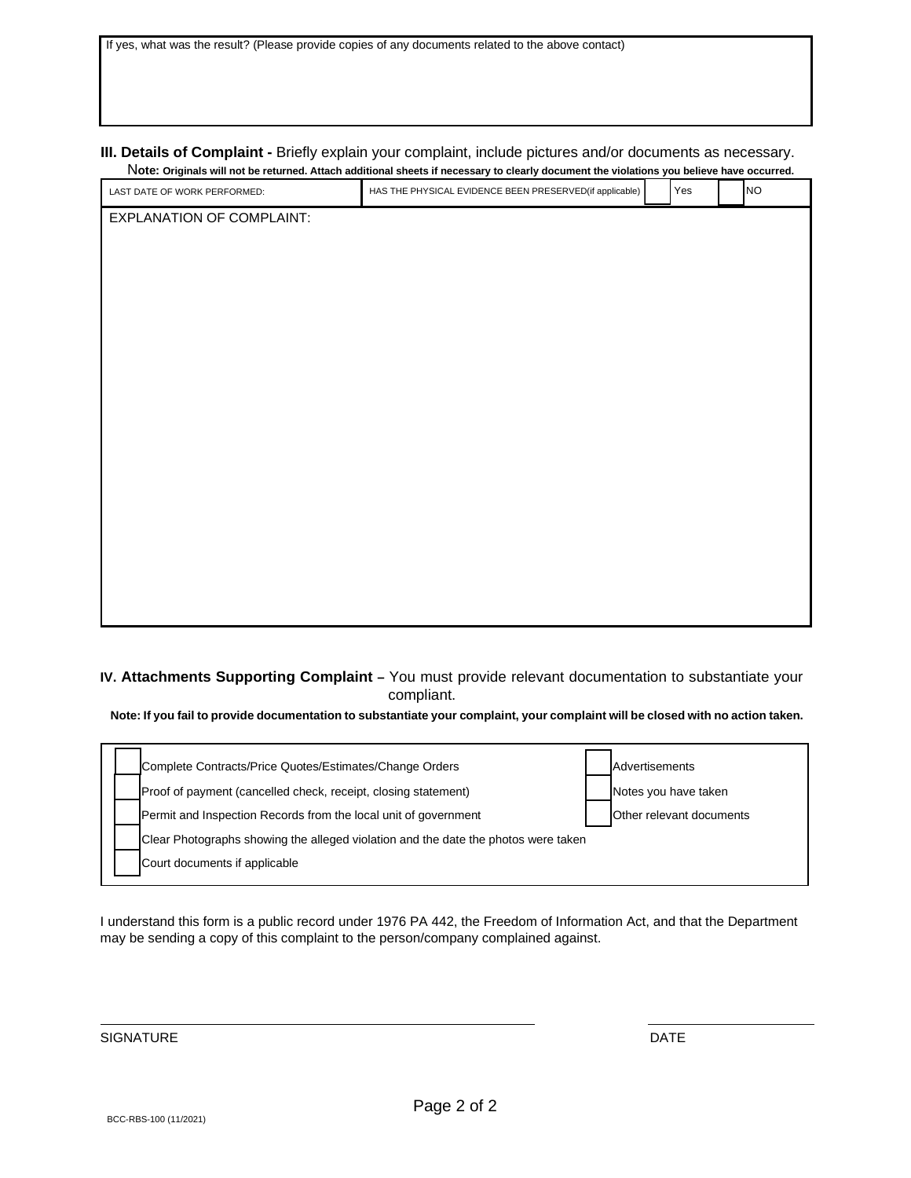If yes, what was the result? (Please provide copies of any documents related to the above contact)

**III. Details of Complaint -** Briefly explain your complaint, include pictures and/or documents as necessary.

**Note: Originals will not be returned. Attach additional sheets if necessary to clearly document the violations you believe have occurred.**

| LAST DATE OF WORK PERFORMED: | HAS THE PHYSICAL EVIDENCE BEEN PRESERVED(if applicable) | ☐ Yes | ☐ NO |
|---|---|---|---|

EXPLANATION OF COMPLAINT:

**IV. Attachments Supporting Complaint –** You must provide relevant documentation to substantiate your compliant.

**Note: If you fail to provide documentation to substantiate your complaint, your complaint will be closed with no action taken.**

- ☐ Complete Contracts/Price Quotes/Estimates/Change Orders
- ☐ Proof of payment (cancelled check, receipt, closing statement)
- ☐ Permit and Inspection Records from the local unit of government
- ☐ Clear Photographs showing the alleged violation and the date the photos were taken
- ☐ Court documents if applicable
- ☐ Advertisements
- ☐ Notes you have taken
- ☐ Other relevant documents

I understand this form is a public record under 1976 PA 442, the Freedom of Information Act, and that the Department may be sending a copy of this complaint to the person/company complained against.

SIGNATURE

DATE

BCC-RBS-100 (11/2021)